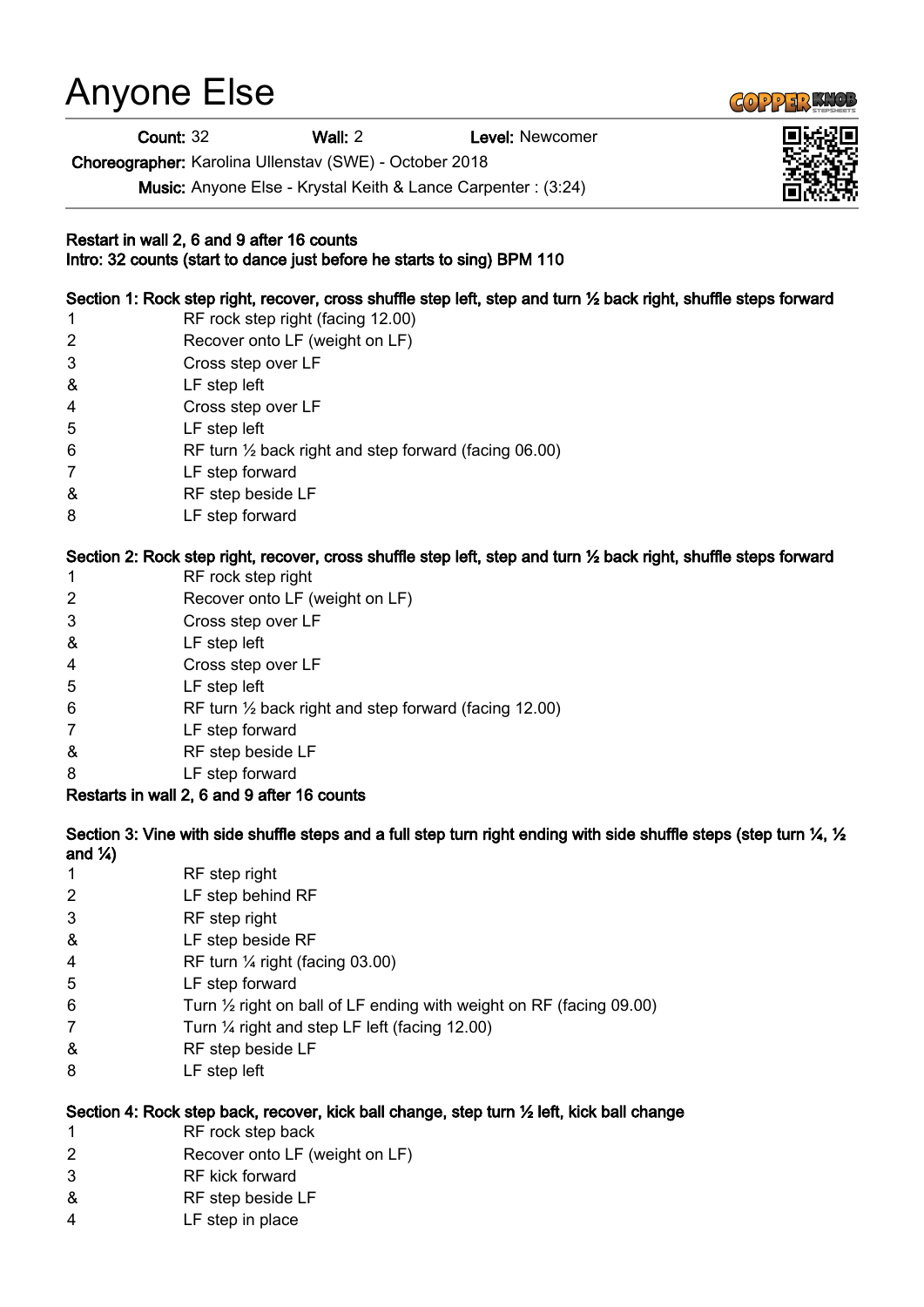# Anyone Else

**Count:** 32 **Wall:** 2 **Level:** Newcomer

**Choreographer:** Karolina Ullenstav (SWE) - October 2018

**Music:** Anyone Else - Krystal Keith & Lance Carpenter : (3:24)

**Restart in wall 2, 6 and 9 after 16 counts**
**Intro: 32 counts (start to dance just before he starts to sing) BPM 110**

**Section 1: Rock step right, recover, cross shuffle step left, step and turn ½ back right, shuffle steps forward**

| | |
|---|---|
| 1 | RF rock step right (facing 12.00) |
| 2 | Recover onto LF (weight on LF) |
| 3 | Cross step over LF |
| & | LF step left |
| 4 | Cross step over LF |
| 5 | LF step left |
| 6 | RF turn ½ back right and step forward (facing 06.00) |
| 7 | LF step forward |
| & | RF step beside LF |
| 8 | LF step forward |

**Section 2: Rock step right, recover, cross shuffle step left, step and turn ½ back right, shuffle steps forward**

| | |
|---|---|
| 1 | RF rock step right |
| 2 | Recover onto LF (weight on LF) |
| 3 | Cross step over LF |
| & | LF step left |
| 4 | Cross step over LF |
| 5 | LF step left |
| 6 | RF turn ½ back right and step forward (facing 12.00) |
| 7 | LF step forward |
| & | RF step beside LF |
| 8 | LF step forward |

**Restarts in wall 2, 6 and 9 after 16 counts**

**Section 3: Vine with side shuffle steps and a full step turn right ending with side shuffle steps (step turn ¼, ½ and ¼)**

| | |
|---|---|
| 1 | RF step right |
| 2 | LF step behind RF |
| 3 | RF step right |
| & | LF step beside RF |
| 4 | RF turn ¼ right (facing 03.00) |
| 5 | LF step forward |
| 6 | Turn ½ right on ball of LF ending with weight on RF (facing 09.00) |
| 7 | Turn ¼ right and step LF left (facing 12.00) |
| & | RF step beside LF |
| 8 | LF step left |

**Section 4: Rock step back, recover, kick ball change, step turn ½ left, kick ball change**

| | |
|---|---|
| 1 | RF rock step back |
| 2 | Recover onto LF (weight on LF) |
| 3 | RF kick forward |
| & | RF step beside LF |
| 4 | LF step in place |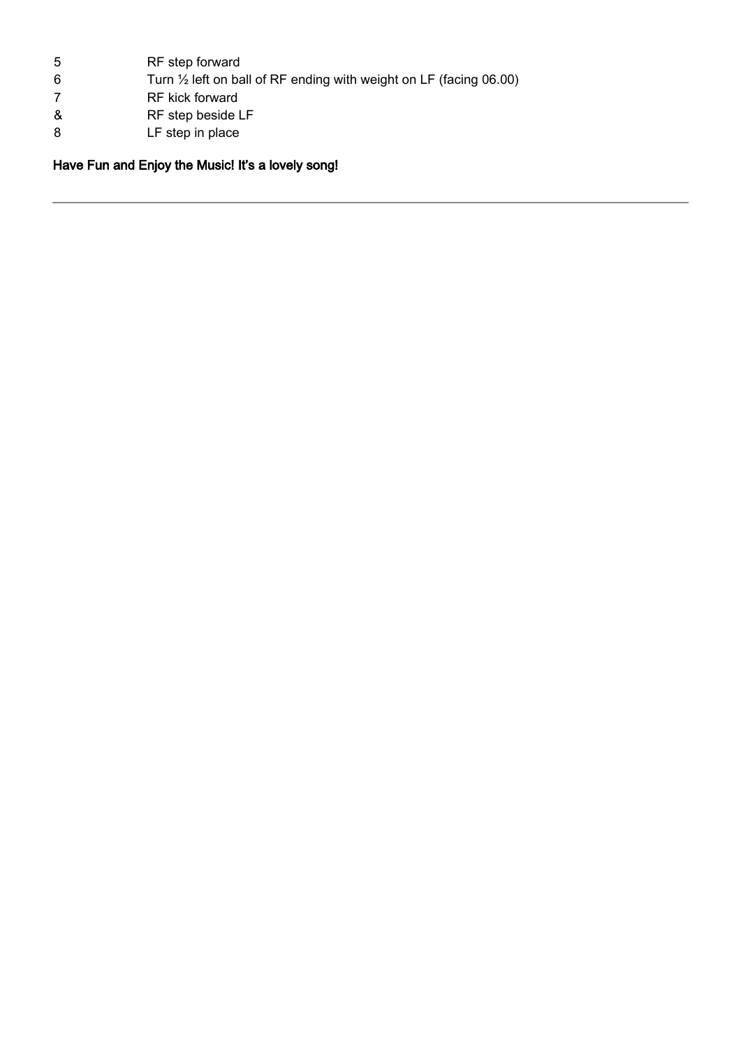| | |
|---|---|
| 5 | RF step forward |
| 6 | Turn ½ left on ball of RF ending with weight on LF (facing 06.00) |
| 7 | RF kick forward |
| & | RF step beside LF |
| 8 | LF step in place |

**Have Fun and Enjoy the Music! It's a lovely song!**

---